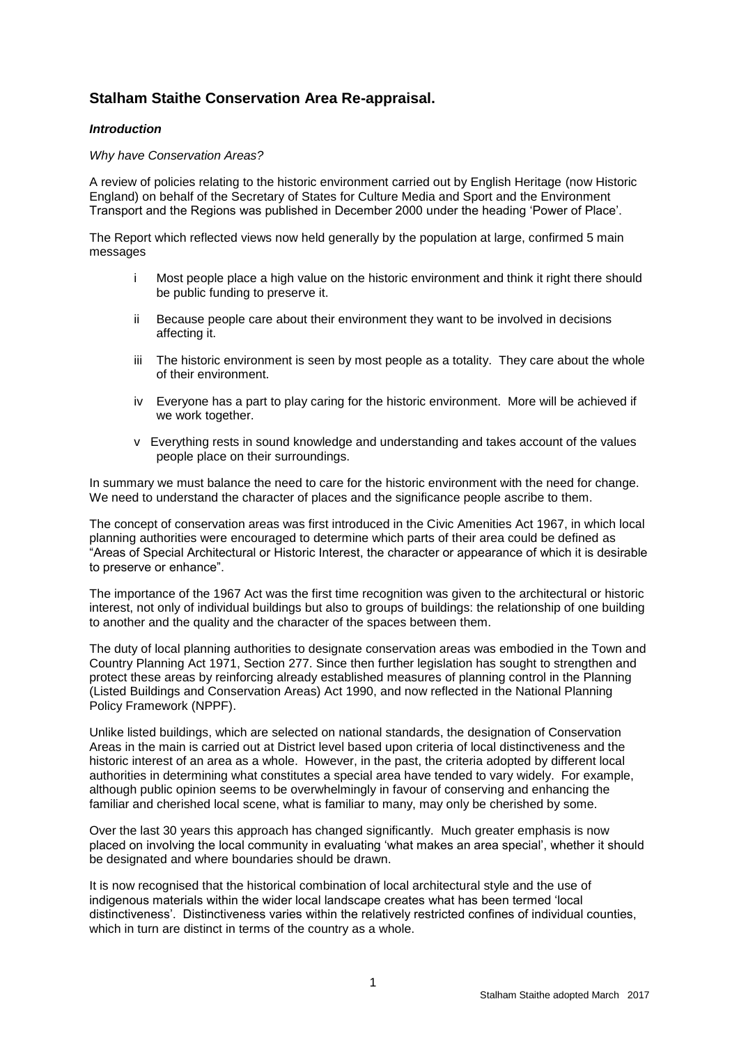# Stalham Staithe Conservation Area Re-appraisal.

### *Introduction*

*Why have Conservation Areas?*

A review of policies relating to the historic environment carried out by English Heritage (now Historic England) on behalf of the Secretary of States for Culture Media and Sport and the Environment Transport and the Regions was published in December 2000 under the heading 'Power of Place'.

The Report which reflected views now held generally by the population at large, confirmed 5 main messages

- i Most people place a high value on the historic environment and think it right there should be public funding to preserve it.
- ii Because people care about their environment they want to be involved in decisions affecting it.
- iii The historic environment is seen by most people as a totality. They care about the whole of their environment.
- iv Everyone has a part to play caring for the historic environment. More will be achieved if we work together.
- v Everything rests in sound knowledge and understanding and takes account of the values people place on their surroundings.

In summary we must balance the need to care for the historic environment with the need for change. We need to understand the character of places and the significance people ascribe to them.

The concept of conservation areas was first introduced in the Civic Amenities Act 1967, in which local planning authorities were encouraged to determine which parts of their area could be defined as "Areas of Special Architectural or Historic Interest, the character or appearance of which it is desirable to preserve or enhance".

The importance of the 1967 Act was the first time recognition was given to the architectural or historic interest, not only of individual buildings but also to groups of buildings: the relationship of one building to another and the quality and the character of the spaces between them.

The duty of local planning authorities to designate conservation areas was embodied in the Town and Country Planning Act 1971, Section 277. Since then further legislation has sought to strengthen and protect these areas by reinforcing already established measures of planning control in the Planning (Listed Buildings and Conservation Areas) Act 1990, and now reflected in the National Planning Policy Framework (NPPF).

Unlike listed buildings, which are selected on national standards, the designation of Conservation Areas in the main is carried out at District level based upon criteria of local distinctiveness and the historic interest of an area as a whole. However, in the past, the criteria adopted by different local authorities in determining what constitutes a special area have tended to vary widely. For example, although public opinion seems to be overwhelmingly in favour of conserving and enhancing the familiar and cherished local scene, what is familiar to many, may only be cherished by some.

Over the last 30 years this approach has changed significantly. Much greater emphasis is now placed on involving the local community in evaluating 'what makes an area special', whether it should be designated and where boundaries should be drawn.

It is now recognised that the historical combination of local architectural style and the use of indigenous materials within the wider local landscape creates what has been termed 'local distinctiveness'. Distinctiveness varies within the relatively restricted confines of individual counties, which in turn are distinct in terms of the country as a whole.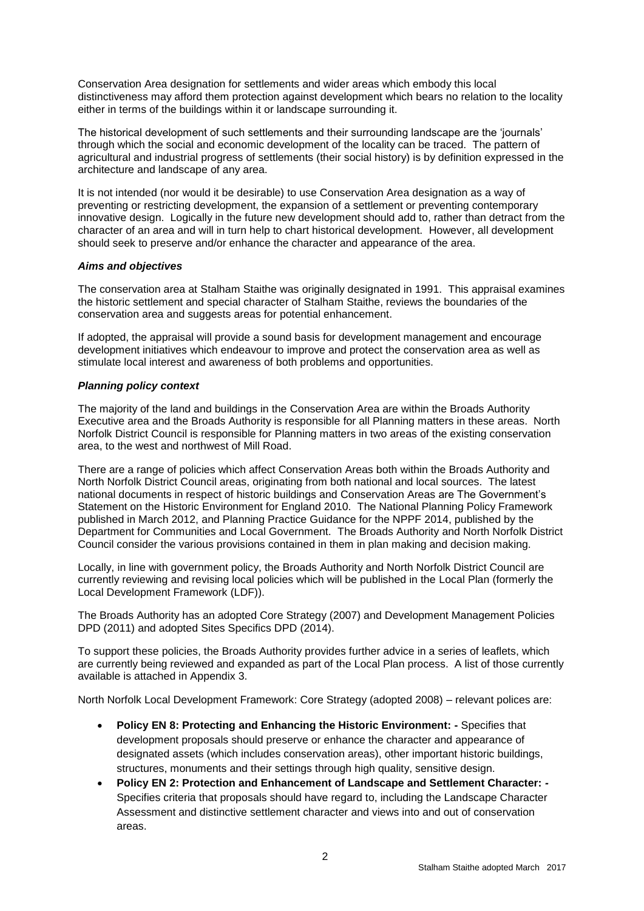Conservation Area designation for settlements and wider areas which embody this local distinctiveness may afford them protection against development which bears no relation to the locality either in terms of the buildings within it or landscape surrounding it.

The historical development of such settlements and their surrounding landscape are the 'journals' through which the social and economic development of the locality can be traced. The pattern of agricultural and industrial progress of settlements (their social history) is by definition expressed in the architecture and landscape of any area.

It is not intended (nor would it be desirable) to use Conservation Area designation as a way of preventing or restricting development, the expansion of a settlement or preventing contemporary innovative design. Logically in the future new development should add to, rather than detract from the character of an area and will in turn help to chart historical development. However, all development should seek to preserve and/or enhance the character and appearance of the area.

### *Aims and objectives*

The conservation area at Stalham Staithe was originally designated in 1991. This appraisal examines the historic settlement and special character of Stalham Staithe, reviews the boundaries of the conservation area and suggests areas for potential enhancement.

If adopted, the appraisal will provide a sound basis for development management and encourage development initiatives which endeavour to improve and protect the conservation area as well as stimulate local interest and awareness of both problems and opportunities.

### *Planning policy context*

The majority of the land and buildings in the Conservation Area are within the Broads Authority Executive area and the Broads Authority is responsible for all Planning matters in these areas. North Norfolk District Council is responsible for Planning matters in two areas of the existing conservation area, to the west and northwest of Mill Road.

There are a range of policies which affect Conservation Areas both within the Broads Authority and North Norfolk District Council areas, originating from both national and local sources. The latest national documents in respect of historic buildings and Conservation Areas are The Government's Statement on the Historic Environment for England 2010. The National Planning Policy Framework published in March 2012, and Planning Practice Guidance for the NPPF 2014, published by the Department for Communities and Local Government. The Broads Authority and North Norfolk District Council consider the various provisions contained in them in plan making and decision making.

Locally, in line with government policy, the Broads Authority and North Norfolk District Council are currently reviewing and revising local policies which will be published in the Local Plan (formerly the Local Development Framework (LDF)).

The Broads Authority has an adopted Core Strategy (2007) and Development Management Policies DPD (2011) and adopted Sites Specifics DPD (2014).

To support these policies, the Broads Authority provides further advice in a series of leaflets, which are currently being reviewed and expanded as part of the Local Plan process. A list of those currently available is attached in Appendix 3.

North Norfolk Local Development Framework: Core Strategy (adopted 2008) – relevant polices are:

- **Policy EN 8: Protecting and Enhancing the Historic Environment: -** Specifies that development proposals should preserve or enhance the character and appearance of designated assets (which includes conservation areas), other important historic buildings, structures, monuments and their settings through high quality, sensitive design.
- **Policy EN 2: Protection and Enhancement of Landscape and Settlement Character: -** Specifies criteria that proposals should have regard to, including the Landscape Character Assessment and distinctive settlement character and views into and out of conservation areas.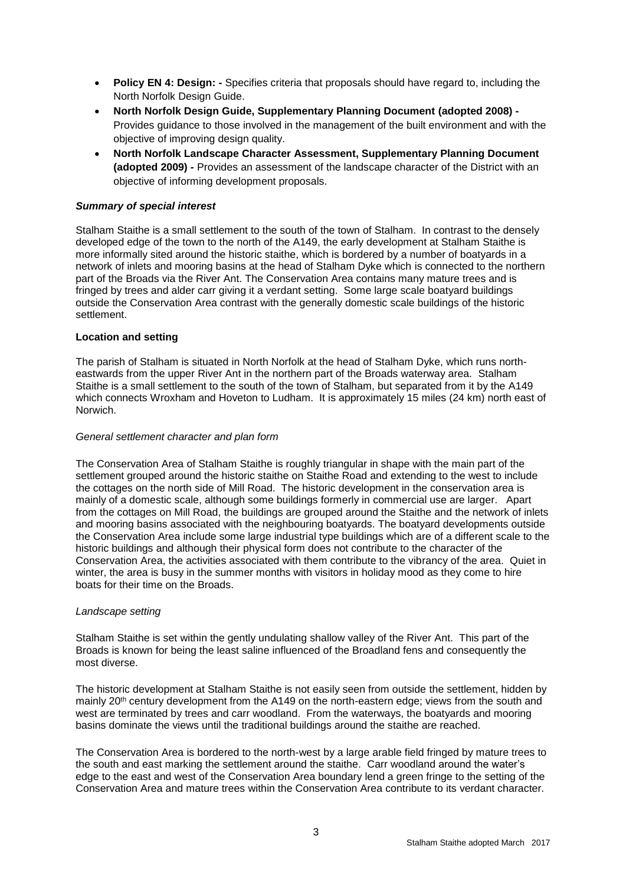- **Policy EN 4: Design: -** Specifies criteria that proposals should have regard to, including the North Norfolk Design Guide.
- **North Norfolk Design Guide, Supplementary Planning Document (adopted 2008) -** Provides guidance to those involved in the management of the built environment and with the objective of improving design quality.
- **North Norfolk Landscape Character Assessment, Supplementary Planning Document (adopted 2009) -** Provides an assessment of the landscape character of the District with an objective of informing development proposals.

### *Summary of special interest*

Stalham Staithe is a small settlement to the south of the town of Stalham. In contrast to the densely developed edge of the town to the north of the A149, the early development at Stalham Staithe is more informally sited around the historic staithe, which is bordered by a number of boatyards in a network of inlets and mooring basins at the head of Stalham Dyke which is connected to the northern part of the Broads via the River Ant. The Conservation Area contains many mature trees and is fringed by trees and alder carr giving it a verdant setting. Some large scale boatyard buildings outside the Conservation Area contrast with the generally domestic scale buildings of the historic settlement.

### **Location and setting**

The parish of Stalham is situated in North Norfolk at the head of Stalham Dyke, which runs north-eastwards from the upper River Ant in the northern part of the Broads waterway area. Stalham Staithe is a small settlement to the south of the town of Stalham, but separated from it by the A149 which connects Wroxham and Hoveton to Ludham. It is approximately 15 miles (24 km) north east of Norwich.

#### *General settlement character and plan form*

The Conservation Area of Stalham Staithe is roughly triangular in shape with the main part of the settlement grouped around the historic staithe on Staithe Road and extending to the west to include the cottages on the north side of Mill Road. The historic development in the conservation area is mainly of a domestic scale, although some buildings formerly in commercial use are larger. Apart from the cottages on Mill Road, the buildings are grouped around the Staithe and the network of inlets and mooring basins associated with the neighbouring boatyards. The boatyard developments outside the Conservation Area include some large industrial type buildings which are of a different scale to the historic buildings and although their physical form does not contribute to the character of the Conservation Area, the activities associated with them contribute to the vibrancy of the area. Quiet in winter, the area is busy in the summer months with visitors in holiday mood as they come to hire boats for their time on the Broads.

#### *Landscape setting*

Stalham Staithe is set within the gently undulating shallow valley of the River Ant. This part of the Broads is known for being the least saline influenced of the Broadland fens and consequently the most diverse.

The historic development at Stalham Staithe is not easily seen from outside the settlement, hidden by mainly 20th century development from the A149 on the north-eastern edge; views from the south and west are terminated by trees and carr woodland. From the waterways, the boatyards and mooring basins dominate the views until the traditional buildings around the staithe are reached.

The Conservation Area is bordered to the north-west by a large arable field fringed by mature trees to the south and east marking the settlement around the staithe. Carr woodland around the water's edge to the east and west of the Conservation Area boundary lend a green fringe to the setting of the Conservation Area and mature trees within the Conservation Area contribute to its verdant character.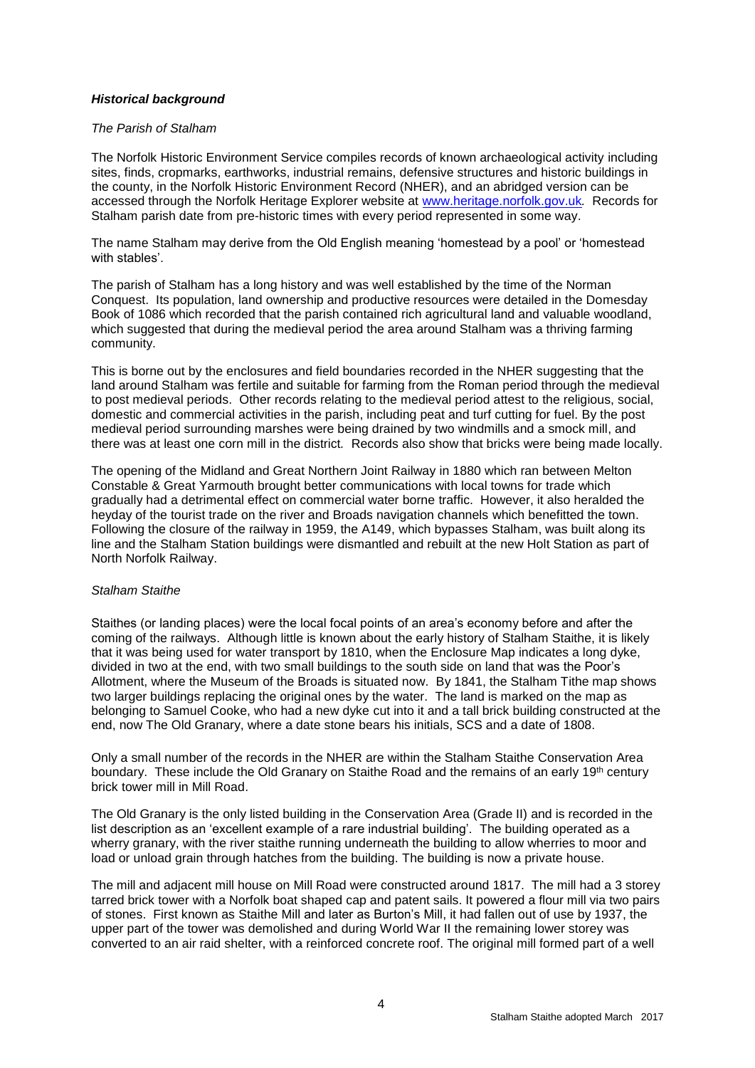### *Historical background*

*The Parish of Stalham*

The Norfolk Historic Environment Service compiles records of known archaeological activity including sites, finds, cropmarks, earthworks, industrial remains, defensive structures and historic buildings in the county, in the Norfolk Historic Environment Record (NHER), and an abridged version can be accessed through the Norfolk Heritage Explorer website at [www.heritage.norfolk.gov.uk](http://www.heritage.norfolk.gov.uk). Records for Stalham parish date from pre-historic times with every period represented in some way.

The name Stalham may derive from the Old English meaning 'homestead by a pool' or 'homestead with stables'.

The parish of Stalham has a long history and was well established by the time of the Norman Conquest. Its population, land ownership and productive resources were detailed in the Domesday Book of 1086 which recorded that the parish contained rich agricultural land and valuable woodland, which suggested that during the medieval period the area around Stalham was a thriving farming community.

This is borne out by the enclosures and field boundaries recorded in the NHER suggesting that the land around Stalham was fertile and suitable for farming from the Roman period through the medieval to post medieval periods. Other records relating to the medieval period attest to the religious, social, domestic and commercial activities in the parish, including peat and turf cutting for fuel. By the post medieval period surrounding marshes were being drained by two windmills and a smock mill, and there was at least one corn mill in the district. Records also show that bricks were being made locally.

The opening of the Midland and Great Northern Joint Railway in 1880 which ran between Melton Constable & Great Yarmouth brought better communications with local towns for trade which gradually had a detrimental effect on commercial water borne traffic. However, it also heralded the heyday of the tourist trade on the river and Broads navigation channels which benefitted the town. Following the closure of the railway in 1959, the A149, which bypasses Stalham, was built along its line and the Stalham Station buildings were dismantled and rebuilt at the new Holt Station as part of North Norfolk Railway.

*Stalham Staithe*

Staithes (or landing places) were the local focal points of an area's economy before and after the coming of the railways. Although little is known about the early history of Stalham Staithe, it is likely that it was being used for water transport by 1810, when the Enclosure Map indicates a long dyke, divided in two at the end, with two small buildings to the south side on land that was the Poor's Allotment, where the Museum of the Broads is situated now. By 1841, the Stalham Tithe map shows two larger buildings replacing the original ones by the water. The land is marked on the map as belonging to Samuel Cooke, who had a new dyke cut into it and a tall brick building constructed at the end, now The Old Granary, where a date stone bears his initials, SCS and a date of 1808.

Only a small number of the records in the NHER are within the Stalham Staithe Conservation Area boundary. These include the Old Granary on Staithe Road and the remains of an early 19th century brick tower mill in Mill Road.

The Old Granary is the only listed building in the Conservation Area (Grade II) and is recorded in the list description as an 'excellent example of a rare industrial building'. The building operated as a wherry granary, with the river staithe running underneath the building to allow wherries to moor and load or unload grain through hatches from the building. The building is now a private house.

The mill and adjacent mill house on Mill Road were constructed around 1817. The mill had a 3 storey tarred brick tower with a Norfolk boat shaped cap and patent sails. It powered a flour mill via two pairs of stones. First known as Staithe Mill and later as Burton's Mill, it had fallen out of use by 1937, the upper part of the tower was demolished and during World War II the remaining lower storey was converted to an air raid shelter, with a reinforced concrete roof. The original mill formed part of a well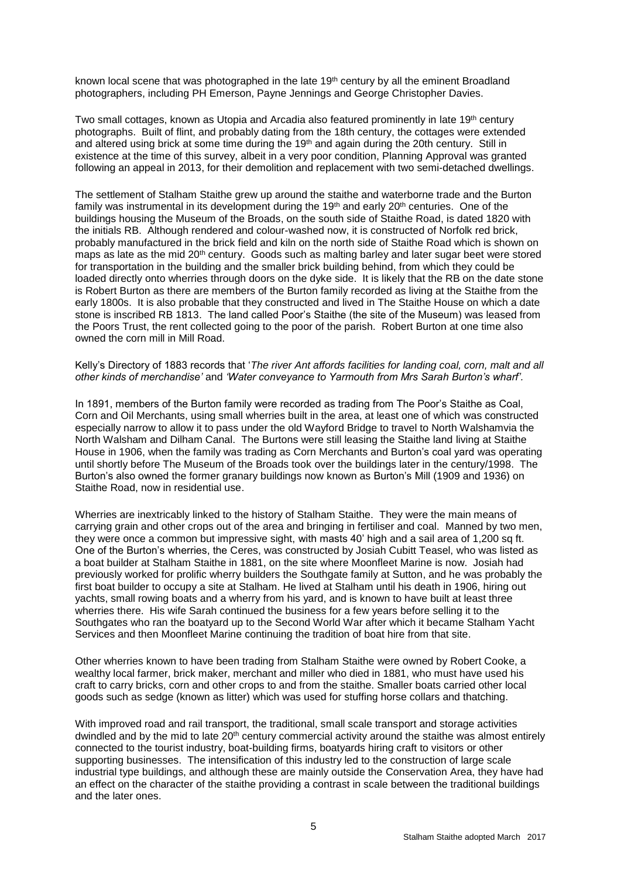known local scene that was photographed in the late 19th century by all the eminent Broadland photographers, including PH Emerson, Payne Jennings and George Christopher Davies.

Two small cottages, known as Utopia and Arcadia also featured prominently in late 19th century photographs. Built of flint, and probably dating from the 18th century, the cottages were extended and altered using brick at some time during the 19th and again during the 20th century. Still in existence at the time of this survey, albeit in a very poor condition, Planning Approval was granted following an appeal in 2013, for their demolition and replacement with two semi-detached dwellings.

The settlement of Stalham Staithe grew up around the staithe and waterborne trade and the Burton family was instrumental in its development during the 19th and early 20th centuries. One of the buildings housing the Museum of the Broads, on the south side of Staithe Road, is dated 1820 with the initials RB. Although rendered and colour-washed now, it is constructed of Norfolk red brick, probably manufactured in the brick field and kiln on the north side of Staithe Road which is shown on maps as late as the mid 20th century. Goods such as malting barley and later sugar beet were stored for transportation in the building and the smaller brick building behind, from which they could be loaded directly onto wherries through doors on the dyke side. It is likely that the RB on the date stone is Robert Burton as there are members of the Burton family recorded as living at the Staithe from the early 1800s. It is also probable that they constructed and lived in The Staithe House on which a date stone is inscribed RB 1813. The land called Poor's Staithe (the site of the Museum) was leased from the Poors Trust, the rent collected going to the poor of the parish. Robert Burton at one time also owned the corn mill in Mill Road.

Kelly's Directory of 1883 records that '*The river Ant affords facilities for landing coal, corn, malt and all other kinds of merchandise'* and *'Water conveyance to Yarmouth from Mrs Sarah Burton's wharf'.*

In 1891, members of the Burton family were recorded as trading from The Poor's Staithe as Coal, Corn and Oil Merchants, using small wherries built in the area, at least one of which was constructed especially narrow to allow it to pass under the old Wayford Bridge to travel to North Walshamvia the North Walsham and Dilham Canal. The Burtons were still leasing the Staithe land living at Staithe House in 1906, when the family was trading as Corn Merchants and Burton's coal yard was operating until shortly before The Museum of the Broads took over the buildings later in the century/1998. The Burton's also owned the former granary buildings now known as Burton's Mill (1909 and 1936) on Staithe Road, now in residential use.

Wherries are inextricably linked to the history of Stalham Staithe. They were the main means of carrying grain and other crops out of the area and bringing in fertiliser and coal. Manned by two men, they were once a common but impressive sight, with masts 40' high and a sail area of 1,200 sq ft. One of the Burton's wherries, the Ceres, was constructed by Josiah Cubitt Teasel, who was listed as a boat builder at Stalham Staithe in 1881, on the site where Moonfleet Marine is now. Josiah had previously worked for prolific wherry builders the Southgate family at Sutton, and he was probably the first boat builder to occupy a site at Stalham. He lived at Stalham until his death in 1906, hiring out yachts, small rowing boats and a wherry from his yard, and is known to have built at least three wherries there. His wife Sarah continued the business for a few years before selling it to the Southgates who ran the boatyard up to the Second World War after which it became Stalham Yacht Services and then Moonfleet Marine continuing the tradition of boat hire from that site.

Other wherries known to have been trading from Stalham Staithe were owned by Robert Cooke, a wealthy local farmer, brick maker, merchant and miller who died in 1881, who must have used his craft to carry bricks, corn and other crops to and from the staithe. Smaller boats carried other local goods such as sedge (known as litter) which was used for stuffing horse collars and thatching.

With improved road and rail transport, the traditional, small scale transport and storage activities dwindled and by the mid to late 20th century commercial activity around the staithe was almost entirely connected to the tourist industry, boat-building firms, boatyards hiring craft to visitors or other supporting businesses. The intensification of this industry led to the construction of large scale industrial type buildings, and although these are mainly outside the Conservation Area, they have had an effect on the character of the staithe providing a contrast in scale between the traditional buildings and the later ones.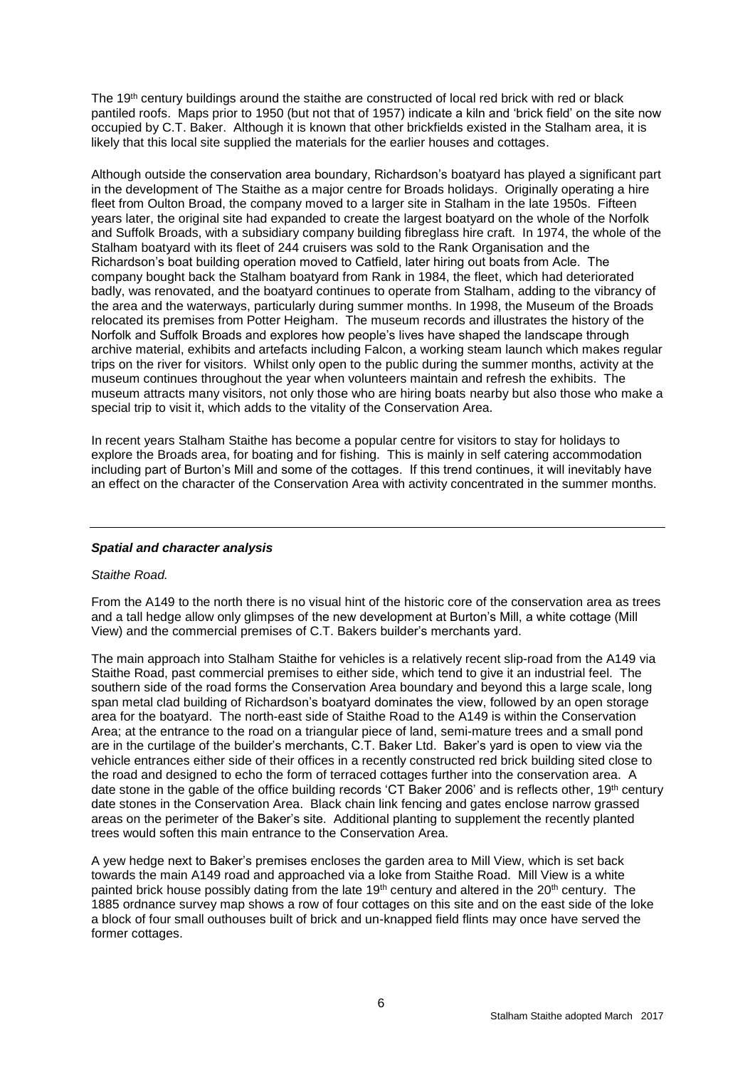The 19th century buildings around the staithe are constructed of local red brick with red or black pantiled roofs. Maps prior to 1950 (but not that of 1957) indicate a kiln and 'brick field' on the site now occupied by C.T. Baker. Although it is known that other brickfields existed in the Stalham area, it is likely that this local site supplied the materials for the earlier houses and cottages.

Although outside the conservation area boundary, Richardson's boatyard has played a significant part in the development of The Staithe as a major centre for Broads holidays. Originally operating a hire fleet from Oulton Broad, the company moved to a larger site in Stalham in the late 1950s. Fifteen years later, the original site had expanded to create the largest boatyard on the whole of the Norfolk and Suffolk Broads, with a subsidiary company building fibreglass hire craft. In 1974, the whole of the Stalham boatyard with its fleet of 244 cruisers was sold to the Rank Organisation and the Richardson's boat building operation moved to Catfield, later hiring out boats from Acle. The company bought back the Stalham boatyard from Rank in 1984, the fleet, which had deteriorated badly, was renovated, and the boatyard continues to operate from Stalham, adding to the vibrancy of the area and the waterways, particularly during summer months. In 1998, the Museum of the Broads relocated its premises from Potter Heigham. The museum records and illustrates the history of the Norfolk and Suffolk Broads and explores how people's lives have shaped the landscape through archive material, exhibits and artefacts including Falcon, a working steam launch which makes regular trips on the river for visitors. Whilst only open to the public during the summer months, activity at the museum continues throughout the year when volunteers maintain and refresh the exhibits. The museum attracts many visitors, not only those who are hiring boats nearby but also those who make a special trip to visit it, which adds to the vitality of the Conservation Area.

In recent years Stalham Staithe has become a popular centre for visitors to stay for holidays to explore the Broads area, for boating and for fishing. This is mainly in self catering accommodation including part of Burton's Mill and some of the cottages. If this trend continues, it will inevitably have an effect on the character of the Conservation Area with activity concentrated in the summer months.

---

### *Spatial and character analysis*

*Staithe Road.*

From the A149 to the north there is no visual hint of the historic core of the conservation area as trees and a tall hedge allow only glimpses of the new development at Burton's Mill, a white cottage (Mill View) and the commercial premises of C.T. Bakers builder's merchants yard.

The main approach into Stalham Staithe for vehicles is a relatively recent slip-road from the A149 via Staithe Road, past commercial premises to either side, which tend to give it an industrial feel. The southern side of the road forms the Conservation Area boundary and beyond this a large scale, long span metal clad building of Richardson's boatyard dominates the view, followed by an open storage area for the boatyard. The north-east side of Staithe Road to the A149 is within the Conservation Area; at the entrance to the road on a triangular piece of land, semi-mature trees and a small pond are in the curtilage of the builder's merchants, C.T. Baker Ltd. Baker's yard is open to view via the vehicle entrances either side of their offices in a recently constructed red brick building sited close to the road and designed to echo the form of terraced cottages further into the conservation area. A date stone in the gable of the office building records 'CT Baker 2006' and is reflects other, 19th century date stones in the Conservation Area. Black chain link fencing and gates enclose narrow grassed areas on the perimeter of the Baker's site. Additional planting to supplement the recently planted trees would soften this main entrance to the Conservation Area.

A yew hedge next to Baker's premises encloses the garden area to Mill View, which is set back towards the main A149 road and approached via a loke from Staithe Road. Mill View is a white painted brick house possibly dating from the late 19th century and altered in the 20th century. The 1885 ordnance survey map shows a row of four cottages on this site and on the east side of the loke a block of four small outhouses built of brick and un-knapped field flints may once have served the former cottages.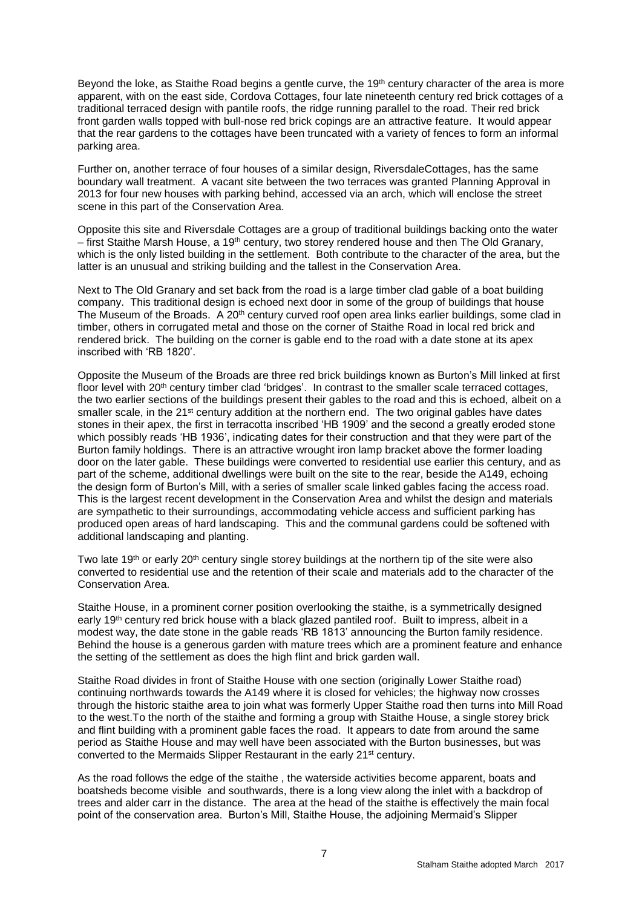Beyond the loke, as Staithe Road begins a gentle curve, the 19th century character of the area is more apparent, with on the east side, Cordova Cottages, four late nineteenth century red brick cottages of a traditional terraced design with pantile roofs, the ridge running parallel to the road. Their red brick front garden walls topped with bull-nose red brick copings are an attractive feature. It would appear that the rear gardens to the cottages have been truncated with a variety of fences to form an informal parking area.

Further on, another terrace of four houses of a similar design, RiversdaleCottages, has the same boundary wall treatment. A vacant site between the two terraces was granted Planning Approval in 2013 for four new houses with parking behind, accessed via an arch, which will enclose the street scene in this part of the Conservation Area.

Opposite this site and Riversdale Cottages are a group of traditional buildings backing onto the water – first Staithe Marsh House, a 19th century, two storey rendered house and then The Old Granary, which is the only listed building in the settlement. Both contribute to the character of the area, but the latter is an unusual and striking building and the tallest in the Conservation Area.

Next to The Old Granary and set back from the road is a large timber clad gable of a boat building company. This traditional design is echoed next door in some of the group of buildings that house The Museum of the Broads. A 20th century curved roof open area links earlier buildings, some clad in timber, others in corrugated metal and those on the corner of Staithe Road in local red brick and rendered brick. The building on the corner is gable end to the road with a date stone at its apex inscribed with 'RB 1820'.

Opposite the Museum of the Broads are three red brick buildings known as Burton's Mill linked at first floor level with 20th century timber clad 'bridges'. In contrast to the smaller scale terraced cottages, the two earlier sections of the buildings present their gables to the road and this is echoed, albeit on a smaller scale, in the 21st century addition at the northern end. The two original gables have dates stones in their apex, the first in terracotta inscribed 'HB 1909' and the second a greatly eroded stone which possibly reads 'HB 1936', indicating dates for their construction and that they were part of the Burton family holdings. There is an attractive wrought iron lamp bracket above the former loading door on the later gable. These buildings were converted to residential use earlier this century, and as part of the scheme, additional dwellings were built on the site to the rear, beside the A149, echoing the design form of Burton's Mill, with a series of smaller scale linked gables facing the access road. This is the largest recent development in the Conservation Area and whilst the design and materials are sympathetic to their surroundings, accommodating vehicle access and sufficient parking has produced open areas of hard landscaping. This and the communal gardens could be softened with additional landscaping and planting.

Two late 19th or early 20th century single storey buildings at the northern tip of the site were also converted to residential use and the retention of their scale and materials add to the character of the Conservation Area.

Staithe House, in a prominent corner position overlooking the staithe, is a symmetrically designed early 19th century red brick house with a black glazed pantiled roof. Built to impress, albeit in a modest way, the date stone in the gable reads 'RB 1813' announcing the Burton family residence. Behind the house is a generous garden with mature trees which are a prominent feature and enhance the setting of the settlement as does the high flint and brick garden wall.

Staithe Road divides in front of Staithe House with one section (originally Lower Staithe road) continuing northwards towards the A149 where it is closed for vehicles; the highway now crosses through the historic staithe area to join what was formerly Upper Staithe road then turns into Mill Road to the west.To the north of the staithe and forming a group with Staithe House, a single storey brick and flint building with a prominent gable faces the road. It appears to date from around the same period as Staithe House and may well have been associated with the Burton businesses, but was converted to the Mermaids Slipper Restaurant in the early 21st century.

As the road follows the edge of the staithe , the waterside activities become apparent, boats and boatsheds become visible and southwards, there is a long view along the inlet with a backdrop of trees and alder carr in the distance. The area at the head of the staithe is effectively the main focal point of the conservation area. Burton's Mill, Staithe House, the adjoining Mermaid's Slipper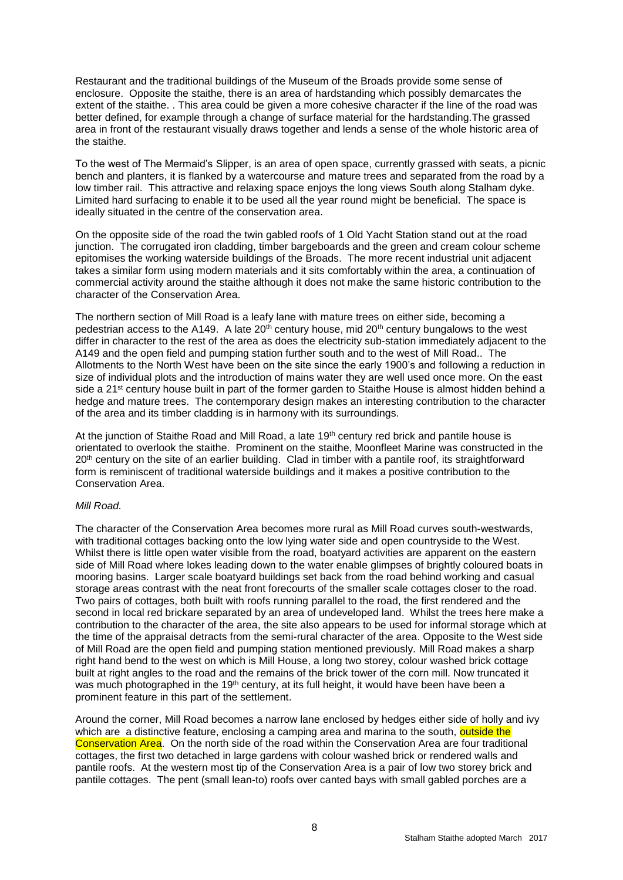Restaurant and the traditional buildings of the Museum of the Broads provide some sense of enclosure. Opposite the staithe, there is an area of hardstanding which possibly demarcates the extent of the staithe. . This area could be given a more cohesive character if the line of the road was better defined, for example through a change of surface material for the hardstanding.The grassed area in front of the restaurant visually draws together and lends a sense of the whole historic area of the staithe.

To the west of The Mermaid's Slipper, is an area of open space, currently grassed with seats, a picnic bench and planters, it is flanked by a watercourse and mature trees and separated from the road by a low timber rail. This attractive and relaxing space enjoys the long views South along Stalham dyke. Limited hard surfacing to enable it to be used all the year round might be beneficial. The space is ideally situated in the centre of the conservation area.

On the opposite side of the road the twin gabled roofs of 1 Old Yacht Station stand out at the road junction. The corrugated iron cladding, timber bargeboards and the green and cream colour scheme epitomises the working waterside buildings of the Broads. The more recent industrial unit adjacent takes a similar form using modern materials and it sits comfortably within the area, a continuation of commercial activity around the staithe although it does not make the same historic contribution to the character of the Conservation Area.

The northern section of Mill Road is a leafy lane with mature trees on either side, becoming a pedestrian access to the A149. A late 20th century house, mid 20th century bungalows to the west differ in character to the rest of the area as does the electricity sub-station immediately adjacent to the A149 and the open field and pumping station further south and to the west of Mill Road.. The Allotments to the North West have been on the site since the early 1900's and following a reduction in size of individual plots and the introduction of mains water they are well used once more. On the east side a 21st century house built in part of the former garden to Staithe House is almost hidden behind a hedge and mature trees. The contemporary design makes an interesting contribution to the character of the area and its timber cladding is in harmony with its surroundings.

At the junction of Staithe Road and Mill Road, a late 19th century red brick and pantile house is orientated to overlook the staithe. Prominent on the staithe, Moonfleet Marine was constructed in the 20th century on the site of an earlier building. Clad in timber with a pantile roof, its straightforward form is reminiscent of traditional waterside buildings and it makes a positive contribution to the Conservation Area.

*Mill Road.*

The character of the Conservation Area becomes more rural as Mill Road curves south-westwards, with traditional cottages backing onto the low lying water side and open countryside to the West. Whilst there is little open water visible from the road, boatyard activities are apparent on the eastern side of Mill Road where lokes leading down to the water enable glimpses of brightly coloured boats in mooring basins. Larger scale boatyard buildings set back from the road behind working and casual storage areas contrast with the neat front forecourts of the smaller scale cottages closer to the road. Two pairs of cottages, both built with roofs running parallel to the road, the first rendered and the second in local red brickare separated by an area of undeveloped land. Whilst the trees here make a contribution to the character of the area, the site also appears to be used for informal storage which at the time of the appraisal detracts from the semi-rural character of the area. Opposite to the West side of Mill Road are the open field and pumping station mentioned previously. Mill Road makes a sharp right hand bend to the west on which is Mill House, a long two storey, colour washed brick cottage built at right angles to the road and the remains of the brick tower of the corn mill. Now truncated it was much photographed in the 19th century, at its full height, it would have been have been a prominent feature in this part of the settlement.

Around the corner, Mill Road becomes a narrow lane enclosed by hedges either side of holly and ivy which are a distinctive feature, enclosing a camping area and marina to the south, outside the Conservation Area. On the north side of the road within the Conservation Area are four traditional cottages, the first two detached in large gardens with colour washed brick or rendered walls and pantile roofs. At the western most tip of the Conservation Area is a pair of low two storey brick and pantile cottages. The pent (small lean-to) roofs over canted bays with small gabled porches are a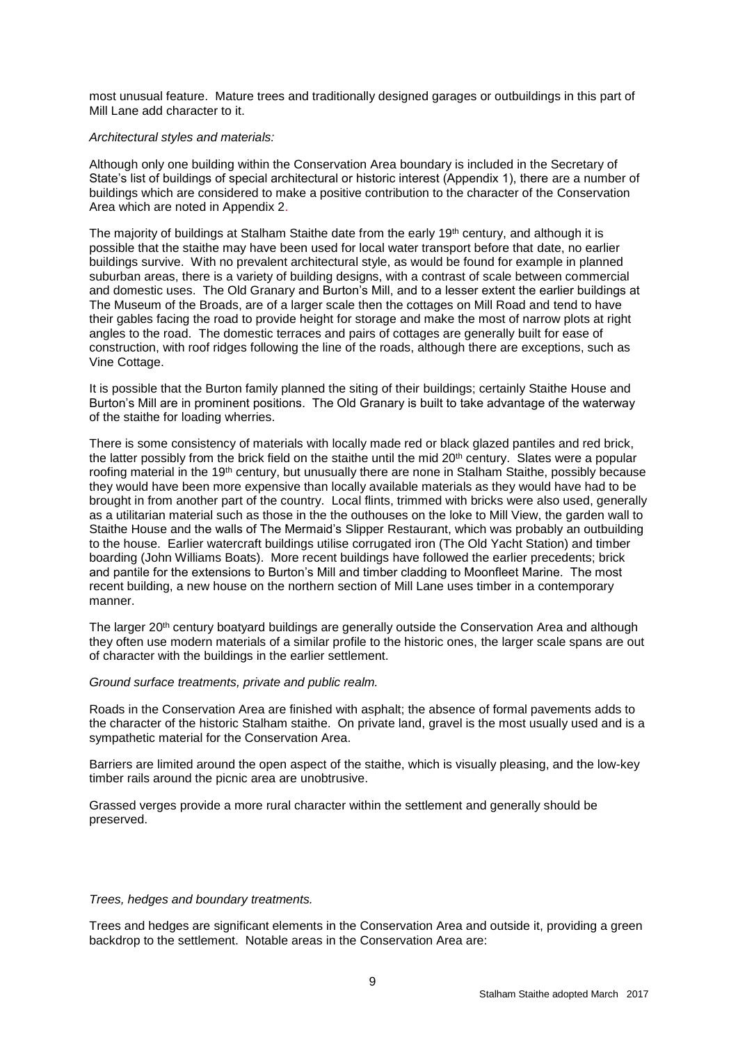most unusual feature. Mature trees and traditionally designed garages or outbuildings in this part of Mill Lane add character to it.

*Architectural styles and materials:*

Although only one building within the Conservation Area boundary is included in the Secretary of State's list of buildings of special architectural or historic interest (Appendix 1), there are a number of buildings which are considered to make a positive contribution to the character of the Conservation Area which are noted in Appendix 2.

The majority of buildings at Stalham Staithe date from the early 19th century, and although it is possible that the staithe may have been used for local water transport before that date, no earlier buildings survive. With no prevalent architectural style, as would be found for example in planned suburban areas, there is a variety of building designs, with a contrast of scale between commercial and domestic uses. The Old Granary and Burton's Mill, and to a lesser extent the earlier buildings at The Museum of the Broads, are of a larger scale then the cottages on Mill Road and tend to have their gables facing the road to provide height for storage and make the most of narrow plots at right angles to the road. The domestic terraces and pairs of cottages are generally built for ease of construction, with roof ridges following the line of the roads, although there are exceptions, such as Vine Cottage.

It is possible that the Burton family planned the siting of their buildings; certainly Staithe House and Burton's Mill are in prominent positions. The Old Granary is built to take advantage of the waterway of the staithe for loading wherries.

There is some consistency of materials with locally made red or black glazed pantiles and red brick, the latter possibly from the brick field on the staithe until the mid 20th century. Slates were a popular roofing material in the 19th century, but unusually there are none in Stalham Staithe, possibly because they would have been more expensive than locally available materials as they would have had to be brought in from another part of the country. Local flints, trimmed with bricks were also used, generally as a utilitarian material such as those in the the outhouses on the loke to Mill View, the garden wall to Staithe House and the walls of The Mermaid's Slipper Restaurant, which was probably an outbuilding to the house. Earlier watercraft buildings utilise corrugated iron (The Old Yacht Station) and timber boarding (John Williams Boats). More recent buildings have followed the earlier precedents; brick and pantile for the extensions to Burton's Mill and timber cladding to Moonfleet Marine. The most recent building, a new house on the northern section of Mill Lane uses timber in a contemporary manner.

The larger 20th century boatyard buildings are generally outside the Conservation Area and although they often use modern materials of a similar profile to the historic ones, the larger scale spans are out of character with the buildings in the earlier settlement.

*Ground surface treatments, private and public realm.*

Roads in the Conservation Area are finished with asphalt; the absence of formal pavements adds to the character of the historic Stalham staithe. On private land, gravel is the most usually used and is a sympathetic material for the Conservation Area.

Barriers are limited around the open aspect of the staithe, which is visually pleasing, and the low-key timber rails around the picnic area are unobtrusive.

Grassed verges provide a more rural character within the settlement and generally should be preserved.

*Trees, hedges and boundary treatments.*

Trees and hedges are significant elements in the Conservation Area and outside it, providing a green backdrop to the settlement. Notable areas in the Conservation Area are: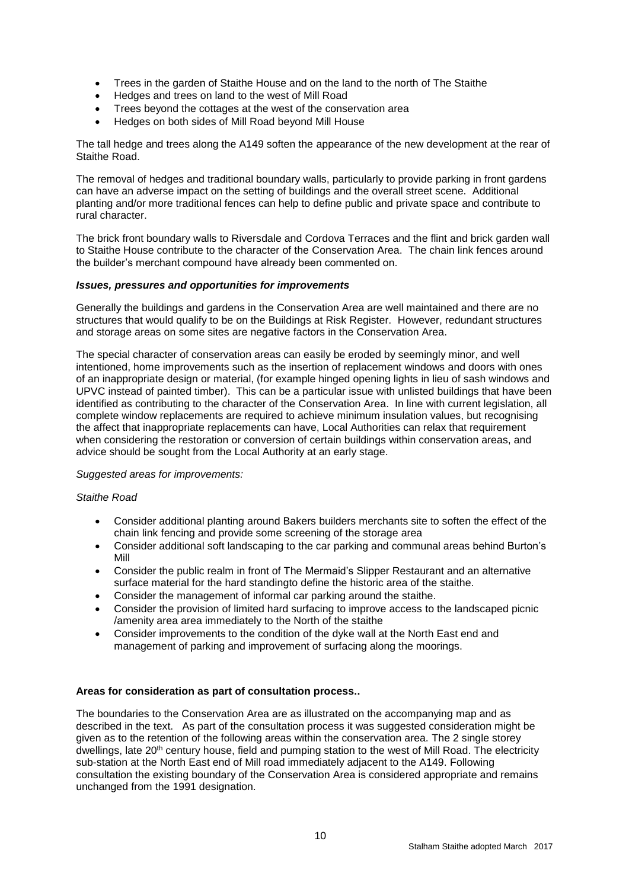- Trees in the garden of Staithe House and on the land to the north of The Staithe
- Hedges and trees on land to the west of Mill Road
- Trees beyond the cottages at the west of the conservation area
- Hedges on both sides of Mill Road beyond Mill House

The tall hedge and trees along the A149 soften the appearance of the new development at the rear of Staithe Road.

The removal of hedges and traditional boundary walls, particularly to provide parking in front gardens can have an adverse impact on the setting of buildings and the overall street scene. Additional planting and/or more traditional fences can help to define public and private space and contribute to rural character.

The brick front boundary walls to Riversdale and Cordova Terraces and the flint and brick garden wall to Staithe House contribute to the character of the Conservation Area. The chain link fences around the builder's merchant compound have already been commented on.

***Issues, pressures and opportunities for improvements***

Generally the buildings and gardens in the Conservation Area are well maintained and there are no structures that would qualify to be on the Buildings at Risk Register. However, redundant structures and storage areas on some sites are negative factors in the Conservation Area.

The special character of conservation areas can easily be eroded by seemingly minor, and well intentioned, home improvements such as the insertion of replacement windows and doors with ones of an inappropriate design or material, (for example hinged opening lights in lieu of sash windows and UPVC instead of painted timber). This can be a particular issue with unlisted buildings that have been identified as contributing to the character of the Conservation Area. In line with current legislation, all complete window replacements are required to achieve minimum insulation values, but recognising the affect that inappropriate replacements can have, Local Authorities can relax that requirement when considering the restoration or conversion of certain buildings within conservation areas, and advice should be sought from the Local Authority at an early stage.

*Suggested areas for improvements:*

*Staithe Road*

- Consider additional planting around Bakers builders merchants site to soften the effect of the chain link fencing and provide some screening of the storage area
- Consider additional soft landscaping to the car parking and communal areas behind Burton's Mill
- Consider the public realm in front of The Mermaid's Slipper Restaurant and an alternative surface material for the hard standingto define the historic area of the staithe.
- Consider the management of informal car parking around the staithe.
- Consider the provision of limited hard surfacing to improve access to the landscaped picnic /amenity area area immediately to the North of the staithe
- Consider improvements to the condition of the dyke wall at the North East end and management of parking and improvement of surfacing along the moorings.

**Areas for consideration as part of consultation process..**

The boundaries to the Conservation Area are as illustrated on the accompanying map and as described in the text. As part of the consultation process it was suggested consideration might be given as to the retention of the following areas within the conservation area. The 2 single storey dwellings, late 20th century house, field and pumping station to the west of Mill Road. The electricity sub-station at the North East end of Mill road immediately adjacent to the A149. Following consultation the existing boundary of the Conservation Area is considered appropriate and remains unchanged from the 1991 designation.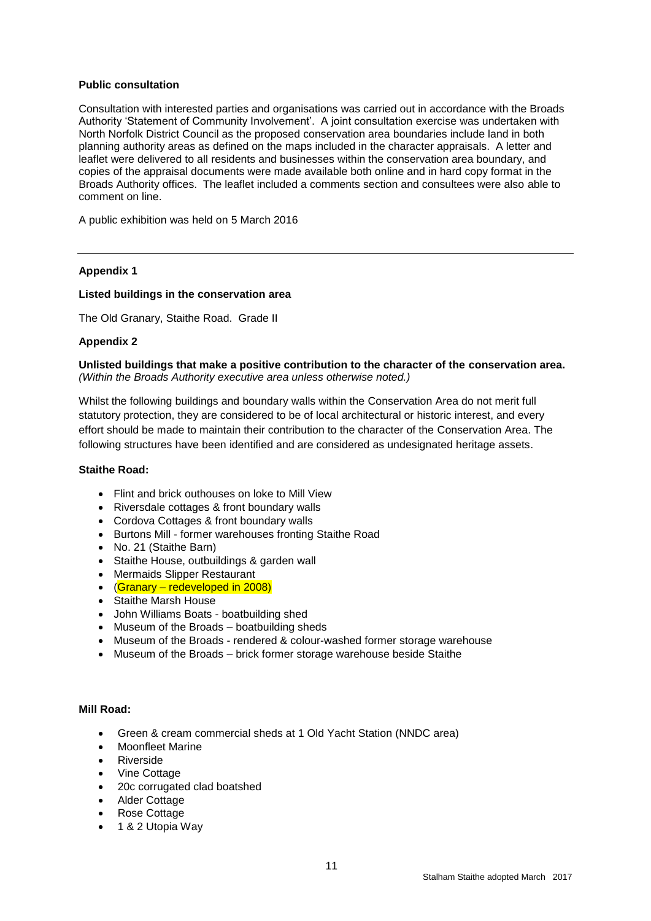**Public consultation**

Consultation with interested parties and organisations was carried out in accordance with the Broads Authority 'Statement of Community Involvement'. A joint consultation exercise was undertaken with North Norfolk District Council as the proposed conservation area boundaries include land in both planning authority areas as defined on the maps included in the character appraisals. A letter and leaflet were delivered to all residents and businesses within the conservation area boundary, and copies of the appraisal documents were made available both online and in hard copy format in the Broads Authority offices. The leaflet included a comments section and consultees were also able to comment on line.

A public exhibition was held on 5 March 2016

---

**Appendix 1**

**Listed buildings in the conservation area**

The Old Granary, Staithe Road. Grade II

**Appendix 2**

**Unlisted buildings that make a positive contribution to the character of the conservation area.**
*(Within the Broads Authority executive area unless otherwise noted.)*

Whilst the following buildings and boundary walls within the Conservation Area do not merit full statutory protection, they are considered to be of local architectural or historic interest, and every effort should be made to maintain their contribution to the character of the Conservation Area. The following structures have been identified and are considered as undesignated heritage assets.

**Staithe Road:**

- Flint and brick outhouses on loke to Mill View
- Riversdale cottages & front boundary walls
- Cordova Cottages & front boundary walls
- Burtons Mill - former warehouses fronting Staithe Road
- No. 21 (Staithe Barn)
- Staithe House, outbuildings & garden wall
- Mermaids Slipper Restaurant
- (Granary – redeveloped in 2008)
- Staithe Marsh House
- John Williams Boats - boatbuilding shed
- Museum of the Broads – boatbuilding sheds
- Museum of the Broads - rendered & colour-washed former storage warehouse
- Museum of the Broads – brick former storage warehouse beside Staithe

**Mill Road:**

- Green & cream commercial sheds at 1 Old Yacht Station (NNDC area)
- Moonfleet Marine
- Riverside
- Vine Cottage
- 20c corrugated clad boatshed
- Alder Cottage
- Rose Cottage
- 1 & 2 Utopia Way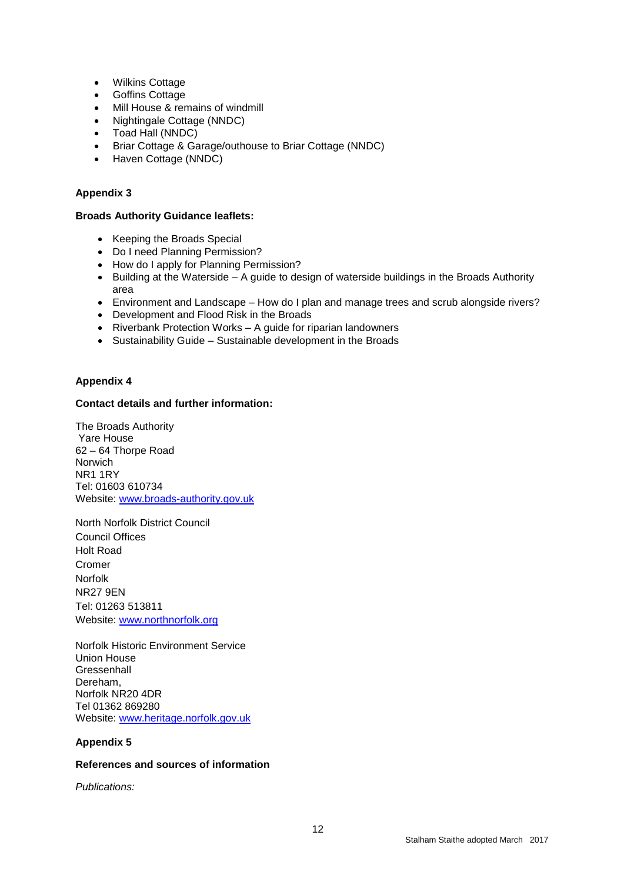- Wilkins Cottage
- Goffins Cottage
- Mill House & remains of windmill
- Nightingale Cottage (NNDC)
- Toad Hall (NNDC)
- Briar Cottage & Garage/outhouse to Briar Cottage (NNDC)
- Haven Cottage (NNDC)

**Appendix 3**

**Broads Authority Guidance leaflets:**

- Keeping the Broads Special
- Do I need Planning Permission?
- How do I apply for Planning Permission?
- Building at the Waterside – A guide to design of waterside buildings in the Broads Authority area
- Environment and Landscape – How do I plan and manage trees and scrub alongside rivers?
- Development and Flood Risk in the Broads
- Riverbank Protection Works – A guide for riparian landowners
- Sustainability Guide – Sustainable development in the Broads

**Appendix 4**

**Contact details and further information:**

The Broads Authority
Yare House
62 – 64 Thorpe Road
Norwich
NR1 1RY
Tel: 01603 610734
Website: www.broads-authority.gov.uk

North Norfolk District Council
Council Offices
Holt Road
Cromer
Norfolk
NR27 9EN
Tel: 01263 513811
Website: www.northnorfolk.org

Norfolk Historic Environment Service
Union House
Gressenhall
Dereham,
Norfolk NR20 4DR
Tel 01362 869280
Website: www.heritage.norfolk.gov.uk

**Appendix 5**

**References and sources of information**

*Publications:*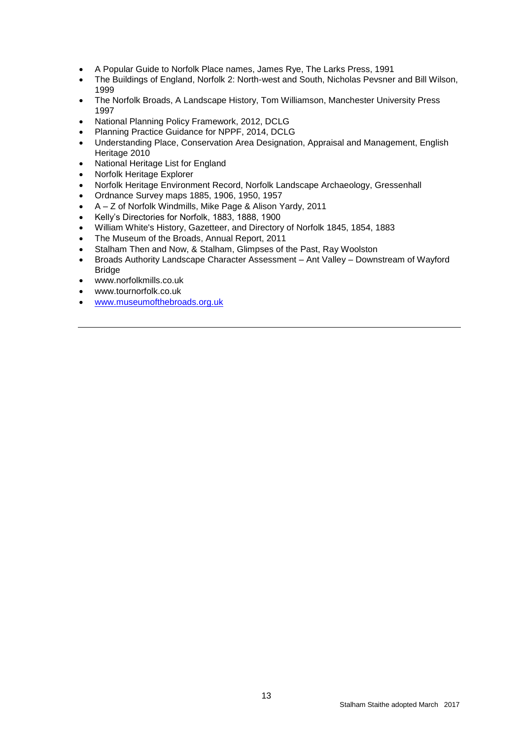- A Popular Guide to Norfolk Place names, James Rye, The Larks Press, 1991
- The Buildings of England, Norfolk 2: North-west and South, Nicholas Pevsner and Bill Wilson, 1999
- The Norfolk Broads, A Landscape History, Tom Williamson, Manchester University Press 1997
- National Planning Policy Framework, 2012, DCLG
- Planning Practice Guidance for NPPF, 2014, DCLG
- Understanding Place, Conservation Area Designation, Appraisal and Management, English Heritage 2010
- National Heritage List for England
- Norfolk Heritage Explorer
- Norfolk Heritage Environment Record, Norfolk Landscape Archaeology, Gressenhall
- Ordnance Survey maps 1885, 1906, 1950, 1957
- A – Z of Norfolk Windmills, Mike Page & Alison Yardy, 2011
- Kelly's Directories for Norfolk, 1883, 1888, 1900
- William White's History, Gazetteer, and Directory of Norfolk 1845, 1854, 1883
- The Museum of the Broads, Annual Report, 2011
- Stalham Then and Now, & Stalham, Glimpses of the Past, Ray Woolston
- Broads Authority Landscape Character Assessment – Ant Valley – Downstream of Wayford Bridge
- www.norfolkmills.co.uk
- www.tournorfolk.co.uk
- www.museumofthebroads.org.uk